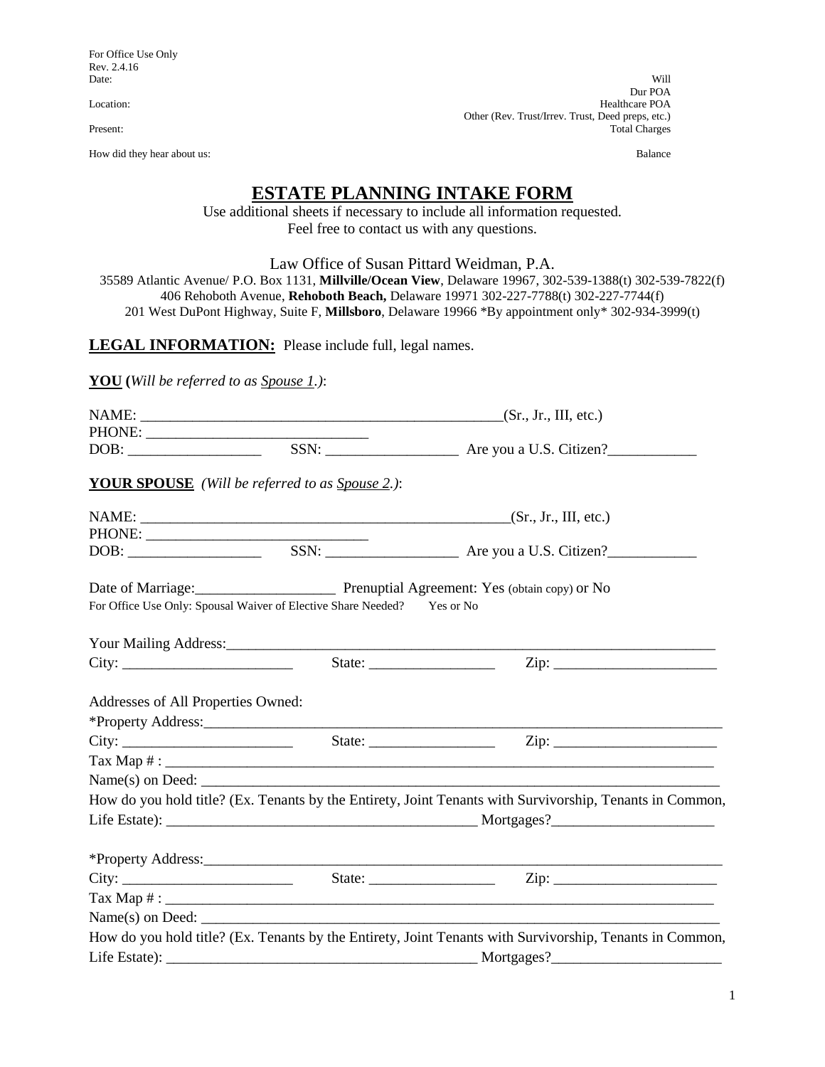For Office Use Only
Rev. 2.4.16

| | |
|---|---|
| Date: | Will |
| | Dur POA |
| Location: | Healthcare POA |
| | Other (Rev. Trust/Irrev. Trust, Deed preps, etc.) |
| Present: | Total Charges |
| How did they hear about us: | Balance |

# ESTATE PLANNING INTAKE FORM

Use additional sheets if necessary to include all information requested.
Feel free to contact us with any questions.

Law Office of Susan Pittard Weidman, P.A.
35589 Atlantic Avenue/ P.O. Box 1131, **Millville/Ocean View**, Delaware 19967, 302-539-1388(t) 302-539-7822(f)
406 Rehoboth Avenue, **Rehoboth Beach,** Delaware 19971 302-227-7788(t) 302-227-7744(f)
201 West DuPont Highway, Suite F, **Millsboro**, Delaware 19966 *By appointment only* 302-934-3999(t)

## LEGAL INFORMATION: Please include full, legal names.

**YOU** (*Will be referred to as Spouse 1.*):

NAME: ___________________________________________________(Sr., Jr., III, etc.)
PHONE: ______________________________
DOB: __________________ SSN: __________________ Are you a U.S. Citizen?____________

**YOUR SPOUSE** (*Will be referred to as Spouse 2.*):

NAME: ___________________________________________________(Sr., Jr., III, etc.)
PHONE: ______________________________
DOB: __________________ SSN: __________________ Are you a U.S. Citizen?____________

Date of Marriage:___________________ Prenuptial Agreement: Yes (obtain copy) or No
For Office Use Only: Spousal Waiver of Elective Share Needed? Yes or No

Your Mailing Address:______________________________________________________________________
City: _______________________ State: _________________ Zip: ______________________

Addresses of All Properties Owned:

*Property Address:__________________________________________________________________________
City: _______________________ State: _________________ Zip: ______________________
Tax Map # : ____________________________________________________________________________
Name(s) on Deed: ________________________________________________________________________
How do you hold title? (Ex. Tenants by the Entirety, Joint Tenants with Survivorship, Tenants in Common, Life Estate): _________________________________________ Mortgages?______________________

*Property Address:__________________________________________________________________________
City: _______________________ State: _________________ Zip: ______________________
Tax Map # : ____________________________________________________________________________
Name(s) on Deed: ________________________________________________________________________
How do you hold title? (Ex. Tenants by the Entirety, Joint Tenants with Survivorship, Tenants in Common, Life Estate): _________________________________________ Mortgages?______________________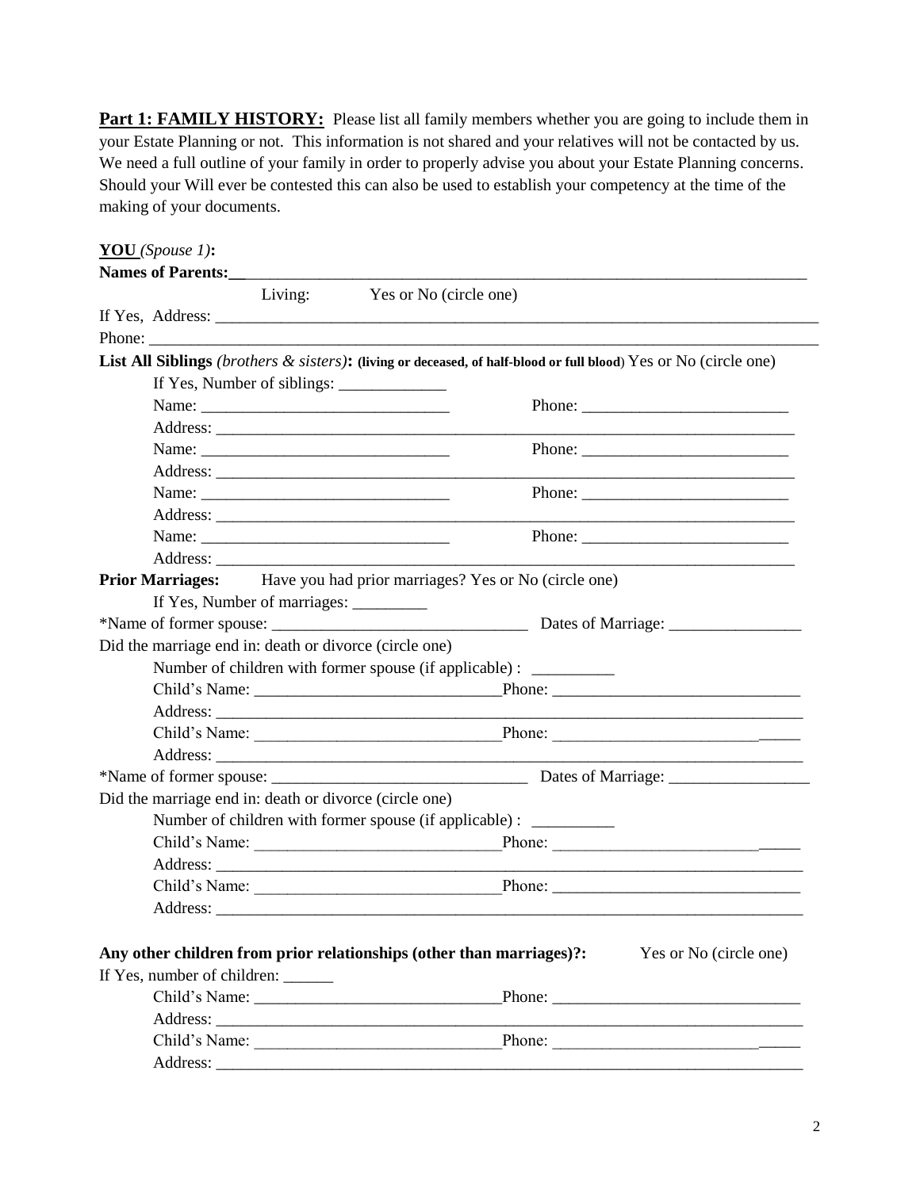**Part 1: FAMILY HISTORY:** Please list all family members whether you are going to include them in your Estate Planning or not. This information is not shared and your relatives will not be contacted by us. We need a full outline of your family in order to properly advise you about your Estate Planning concerns. Should your Will ever be contested this can also be used to establish your competency at the time of the making of your documents.

**YOU** *(Spouse 1)***:**

**Names of Parents:**___________________________________________________________________________

Living: Yes or No (circle one)

If Yes, Address: ______________________________________________________________________________

Phone: ______________________________________________________________________________________

**List All Siblings** *(brothers & sisters)***: (living or deceased, of half-blood or full blood)** Yes or No (circle one)

If Yes, Number of siblings: _____________

Name: _______________________________ Phone: _________________________

Address: __________________________________________________________________________

Name: _______________________________ Phone: _________________________

Address: __________________________________________________________________________

Name: _______________________________ Phone: _________________________

Address: __________________________________________________________________________

Name: _______________________________ Phone: _________________________

Address: __________________________________________________________________________

**Prior Marriages:** Have you had prior marriages? Yes or No (circle one)

If Yes, Number of marriages: _________

*Name of former spouse: _______________________________ Dates of Marriage: ________________

Did the marriage end in: death or divorce (circle one)

Number of children with former spouse (if applicable) : __________

Child's Name: ______________________________Phone: ______________________________

Address: ___________________________________________________________________________

Child's Name: ______________________________Phone: ______________________________

Address: ___________________________________________________________________________

*Name of former spouse: _______________________________ Dates of Marriage: _________________

Did the marriage end in: death or divorce (circle one)

Number of children with former spouse (if applicable) : __________

Child's Name: ______________________________Phone: ______________________________

Address: ___________________________________________________________________________

Child's Name: ______________________________Phone: ______________________________

Address: ___________________________________________________________________________

**Any other children from prior relationships (other than marriages)?:** Yes or No (circle one)

If Yes, number of children: ______

Child's Name: ______________________________Phone: ______________________________

Address: ___________________________________________________________________________

Child's Name: ______________________________Phone: ______________________________

Address: ___________________________________________________________________________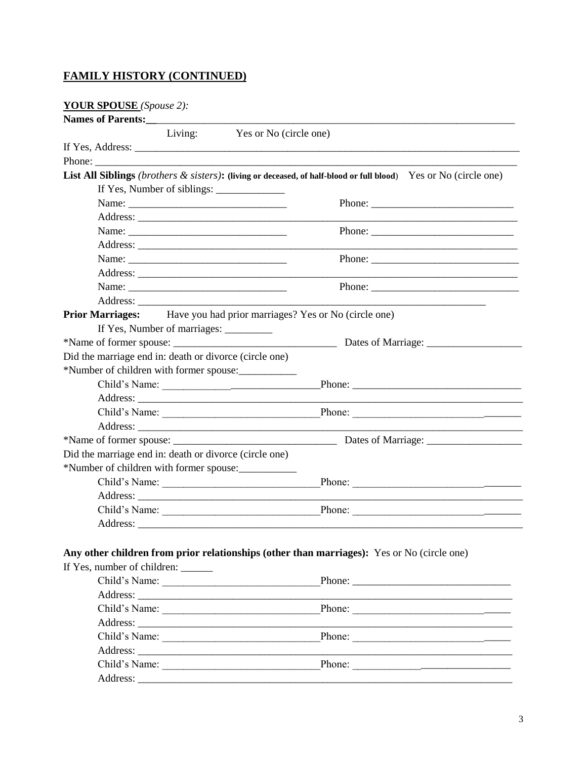## **FAMILY HISTORY (CONTINUED)**

**YOUR SPOUSE** *(Spouse 2):*

**Names of Parents:**\_\_\_\_\_\_\_\_\_\_\_\_\_\_\_\_\_\_\_\_\_\_\_\_\_\_\_\_\_\_\_\_\_\_\_\_\_\_\_\_\_\_\_\_\_\_\_\_\_\_\_\_\_\_\_\_\_\_\_\_\_\_\_\_\_\_\_\_\_\_

Living: Yes or No (circle one)

If Yes, Address: \_\_\_\_\_\_\_\_\_\_\_\_\_\_\_\_\_\_\_\_\_\_\_\_\_\_\_\_\_\_\_\_\_\_\_\_\_\_\_\_\_\_\_\_\_\_\_\_\_\_\_\_\_\_\_\_\_\_\_\_\_\_\_\_\_\_\_\_\_\_

Phone: \_\_\_\_\_\_\_\_\_\_\_\_\_\_\_\_\_\_\_\_\_\_\_\_\_\_\_\_\_\_\_\_\_\_\_\_\_\_\_\_\_\_\_\_\_\_\_\_\_\_\_\_\_\_\_\_\_\_\_\_\_\_\_\_\_\_\_\_\_\_\_\_\_\_\_\_

**List All Siblings** *(brothers & sisters)*: **(living or deceased, of half-blood or full blood)** Yes or No (circle one)

If Yes, Number of siblings: \_\_\_\_\_\_\_\_\_\_\_\_\_

Name: \_\_\_\_\_\_\_\_\_\_\_\_\_\_\_\_\_\_\_\_\_\_\_\_\_\_\_\_\_\_ Phone: \_\_\_\_\_\_\_\_\_\_\_\_\_\_\_\_\_\_\_\_\_\_\_\_\_\_\_

Address: \_\_\_\_\_\_\_\_\_\_\_\_\_\_\_\_\_\_\_\_\_\_\_\_\_\_\_\_\_\_\_\_\_\_\_\_\_\_\_\_\_\_\_\_\_\_\_\_\_\_\_\_\_\_\_\_\_\_\_\_\_\_\_\_\_\_\_\_\_\_\_\_\_\_

Name: \_\_\_\_\_\_\_\_\_\_\_\_\_\_\_\_\_\_\_\_\_\_\_\_\_\_\_\_\_\_ Phone: \_\_\_\_\_\_\_\_\_\_\_\_\_\_\_\_\_\_\_\_\_\_\_\_\_\_\_

Address: \_\_\_\_\_\_\_\_\_\_\_\_\_\_\_\_\_\_\_\_\_\_\_\_\_\_\_\_\_\_\_\_\_\_\_\_\_\_\_\_\_\_\_\_\_\_\_\_\_\_\_\_\_\_\_\_\_\_\_\_\_\_\_\_\_\_\_\_\_\_\_\_\_\_

Name: \_\_\_\_\_\_\_\_\_\_\_\_\_\_\_\_\_\_\_\_\_\_\_\_\_\_\_\_\_\_ Phone: \_\_\_\_\_\_\_\_\_\_\_\_\_\_\_\_\_\_\_\_\_\_\_\_\_\_\_\_

Address: \_\_\_\_\_\_\_\_\_\_\_\_\_\_\_\_\_\_\_\_\_\_\_\_\_\_\_\_\_\_\_\_\_\_\_\_\_\_\_\_\_\_\_\_\_\_\_\_\_\_\_\_\_\_\_\_\_\_\_\_\_\_\_\_\_\_\_\_\_\_\_\_\_\_

Name: \_\_\_\_\_\_\_\_\_\_\_\_\_\_\_\_\_\_\_\_\_\_\_\_\_\_\_\_\_\_ Phone: \_\_\_\_\_\_\_\_\_\_\_\_\_\_\_\_\_\_\_\_\_\_\_\_\_\_\_\_

Address: \_\_\_\_\_\_\_\_\_\_\_\_\_\_\_\_\_\_\_\_\_\_\_\_\_\_\_\_\_\_\_\_\_\_\_\_\_\_\_\_\_\_\_\_\_\_\_\_\_\_\_\_\_\_\_\_\_\_\_\_\_\_\_\_\_\_

**Prior Marriages:** Have you had prior marriages? Yes or No (circle one)

If Yes, Number of marriages: \_\_\_\_\_\_\_\_\_

*Name of former spouse: \_\_\_\_\_\_\_\_\_\_\_\_\_\_\_\_\_\_\_\_\_\_\_\_\_\_\_\_\_\_\_\_ Dates of Marriage: \_\_\_\_\_\_\_\_\_\_\_\_\_\_\_\_\_\_

Did the marriage end in: death or divorce (circle one)

*Number of children with former spouse:\_\_\_\_\_\_\_\_\_\_\_

Child's Name: \_\_\_\_\_\_\_\_\_\_\_\_\_\_\_\_\_\_\_\_\_\_\_\_\_\_\_\_\_\_Phone: \_\_\_\_\_\_\_\_\_\_\_\_\_\_\_\_\_\_\_\_\_\_\_\_\_\_\_\_\_\_\_

Address: \_\_\_\_\_\_\_\_\_\_\_\_\_\_\_\_\_\_\_\_\_\_\_\_\_\_\_\_\_\_\_\_\_\_\_\_\_\_\_\_\_\_\_\_\_\_\_\_\_\_\_\_\_\_\_\_\_\_\_\_\_\_\_\_\_\_\_\_\_\_\_\_\_\_\_

Child's Name: \_\_\_\_\_\_\_\_\_\_\_\_\_\_\_\_\_\_\_\_\_\_\_\_\_\_\_\_\_\_Phone: \_\_\_\_\_\_\_\_\_\_\_\_\_\_\_\_\_\_\_\_\_\_\_\_\_\_\_\_\_\_\_

Address: \_\_\_\_\_\_\_\_\_\_\_\_\_\_\_\_\_\_\_\_\_\_\_\_\_\_\_\_\_\_\_\_\_\_\_\_\_\_\_\_\_\_\_\_\_\_\_\_\_\_\_\_\_\_\_\_\_\_\_\_\_\_\_\_\_\_\_\_\_\_\_\_\_\_\_

*Name of former spouse: \_\_\_\_\_\_\_\_\_\_\_\_\_\_\_\_\_\_\_\_\_\_\_\_\_\_\_\_\_\_\_\_ Dates of Marriage: \_\_\_\_\_\_\_\_\_\_\_\_\_\_\_\_\_\_

Did the marriage end in: death or divorce (circle one)

*Number of children with former spouse:\_\_\_\_\_\_\_\_\_\_\_

Child's Name: \_\_\_\_\_\_\_\_\_\_\_\_\_\_\_\_\_\_\_\_\_\_\_\_\_\_\_\_\_\_Phone: \_\_\_\_\_\_\_\_\_\_\_\_\_\_\_\_\_\_\_\_\_\_\_\_\_\_\_\_\_\_\_

Address: \_\_\_\_\_\_\_\_\_\_\_\_\_\_\_\_\_\_\_\_\_\_\_\_\_\_\_\_\_\_\_\_\_\_\_\_\_\_\_\_\_\_\_\_\_\_\_\_\_\_\_\_\_\_\_\_\_\_\_\_\_\_\_\_\_\_\_\_\_\_\_\_\_\_\_

Child's Name: \_\_\_\_\_\_\_\_\_\_\_\_\_\_\_\_\_\_\_\_\_\_\_\_\_\_\_\_\_\_Phone: \_\_\_\_\_\_\_\_\_\_\_\_\_\_\_\_\_\_\_\_\_\_\_\_\_\_\_\_\_\_\_

Address: \_\_\_\_\_\_\_\_\_\_\_\_\_\_\_\_\_\_\_\_\_\_\_\_\_\_\_\_\_\_\_\_\_\_\_\_\_\_\_\_\_\_\_\_\_\_\_\_\_\_\_\_\_\_\_\_\_\_\_\_\_\_\_\_\_\_\_\_\_\_\_\_\_\_\_

**Any other children from prior relationships (other than marriages):** Yes or No (circle one)

If Yes, number of children: \_\_\_\_\_\_

Child's Name: \_\_\_\_\_\_\_\_\_\_\_\_\_\_\_\_\_\_\_\_\_\_\_\_\_\_\_\_\_\_Phone: \_\_\_\_\_\_\_\_\_\_\_\_\_\_\_\_\_\_\_\_\_\_\_\_\_\_\_\_\_\_

Address: \_\_\_\_\_\_\_\_\_\_\_\_\_\_\_\_\_\_\_\_\_\_\_\_\_\_\_\_\_\_\_\_\_\_\_\_\_\_\_\_\_\_\_\_\_\_\_\_\_\_\_\_\_\_\_\_\_\_\_\_\_\_\_\_\_\_\_\_\_\_\_\_\_

Child's Name: \_\_\_\_\_\_\_\_\_\_\_\_\_\_\_\_\_\_\_\_\_\_\_\_\_\_\_\_\_\_Phone: \_\_\_\_\_\_\_\_\_\_\_\_\_\_\_\_\_\_\_\_\_\_\_\_\_\_\_\_\_\_

Address: \_\_\_\_\_\_\_\_\_\_\_\_\_\_\_\_\_\_\_\_\_\_\_\_\_\_\_\_\_\_\_\_\_\_\_\_\_\_\_\_\_\_\_\_\_\_\_\_\_\_\_\_\_\_\_\_\_\_\_\_\_\_\_\_\_\_\_\_\_\_\_\_\_

Child's Name: \_\_\_\_\_\_\_\_\_\_\_\_\_\_\_\_\_\_\_\_\_\_\_\_\_\_\_\_\_\_Phone: \_\_\_\_\_\_\_\_\_\_\_\_\_\_\_\_\_\_\_\_\_\_\_\_\_\_\_\_\_\_

Address: \_\_\_\_\_\_\_\_\_\_\_\_\_\_\_\_\_\_\_\_\_\_\_\_\_\_\_\_\_\_\_\_\_\_\_\_\_\_\_\_\_\_\_\_\_\_\_\_\_\_\_\_\_\_\_\_\_\_\_\_\_\_\_\_\_\_\_\_\_\_\_\_\_

Child's Name: \_\_\_\_\_\_\_\_\_\_\_\_\_\_\_\_\_\_\_\_\_\_\_\_\_\_\_\_\_\_Phone: \_\_\_\_\_\_\_\_\_\_\_\_\_\_\_\_\_\_\_\_\_\_\_\_\_\_\_\_\_\_

Address: \_\_\_\_\_\_\_\_\_\_\_\_\_\_\_\_\_\_\_\_\_\_\_\_\_\_\_\_\_\_\_\_\_\_\_\_\_\_\_\_\_\_\_\_\_\_\_\_\_\_\_\_\_\_\_\_\_\_\_\_\_\_\_\_\_\_\_\_\_\_\_\_\_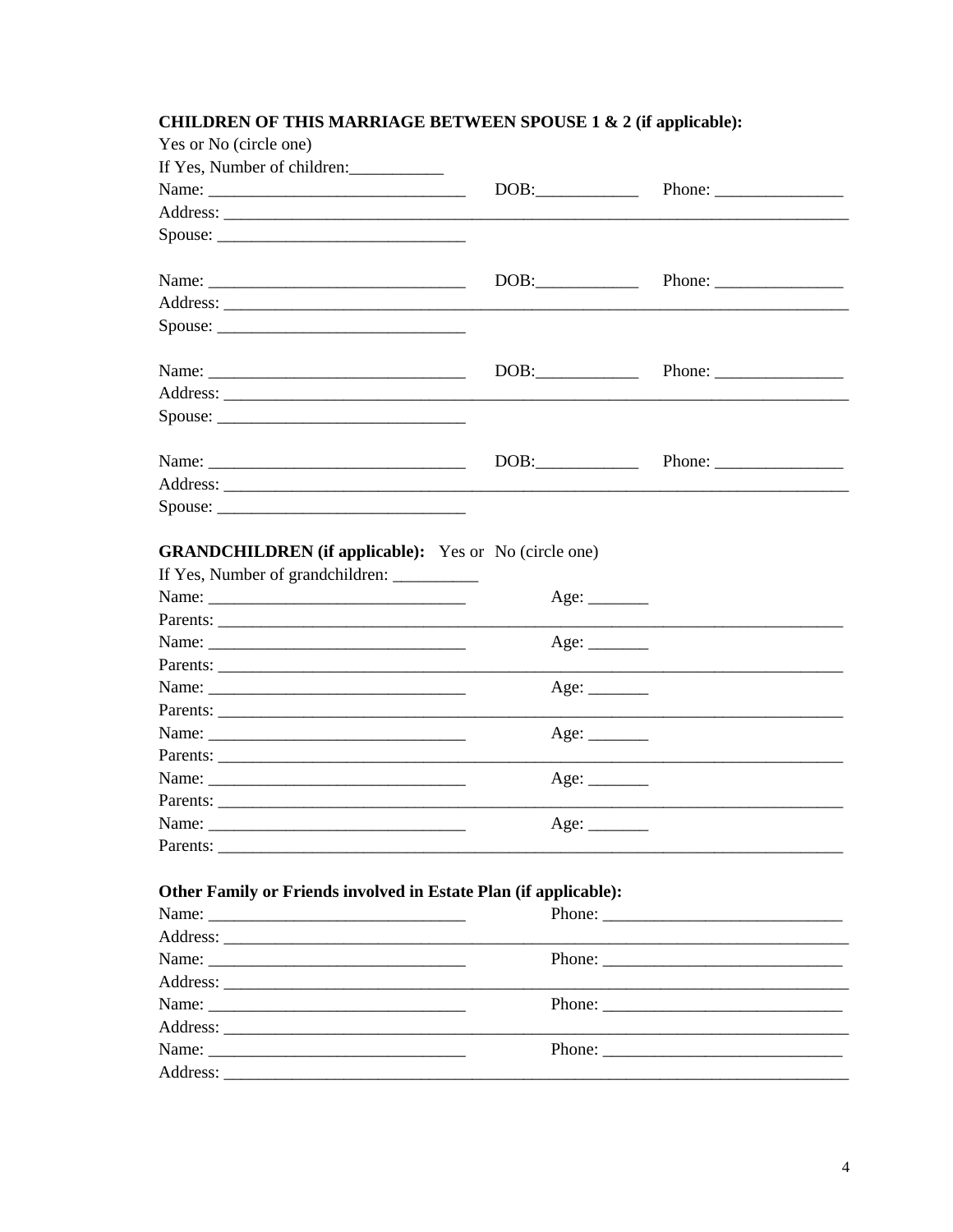**CHILDREN OF THIS MARRIAGE BETWEEN SPOUSE 1 & 2 (if applicable):**

Yes or No (circle one)

If Yes, Number of children:___________

Name: ______________________________ DOB:____________ Phone: _______________

Address: ____________________________________________________________________________

Spouse: _____________________________

Name: ______________________________ DOB:____________ Phone: _______________

Address: ____________________________________________________________________________

Spouse: _____________________________

Name: ______________________________ DOB:____________ Phone: _______________

Address: ____________________________________________________________________________

Spouse: _____________________________

Name: ______________________________ DOB:____________ Phone: _______________

Address: ____________________________________________________________________________

Spouse: _____________________________

**GRANDCHILDREN (if applicable):** Yes or No (circle one)

If Yes, Number of grandchildren: __________

Name: ______________________________ Age: _______

Parents: ____________________________________________________________________________

Name: ______________________________ Age: _______

Parents: ____________________________________________________________________________

Name: ______________________________ Age: _______

Parents: ____________________________________________________________________________

Name: ______________________________ Age: _______

Parents: ____________________________________________________________________________

Name: ______________________________ Age: _______

Parents: ____________________________________________________________________________

Name: ______________________________ Age: _______

Parents: ____________________________________________________________________________

**Other Family or Friends involved in Estate Plan (if applicable):**

Name: ______________________________ Phone: ____________________________

Address: ____________________________________________________________________________

Name: ______________________________ Phone: ____________________________

Address: ____________________________________________________________________________

Name: ______________________________ Phone: ____________________________

Address: ____________________________________________________________________________

Name: ______________________________ Phone: ____________________________

Address: ____________________________________________________________________________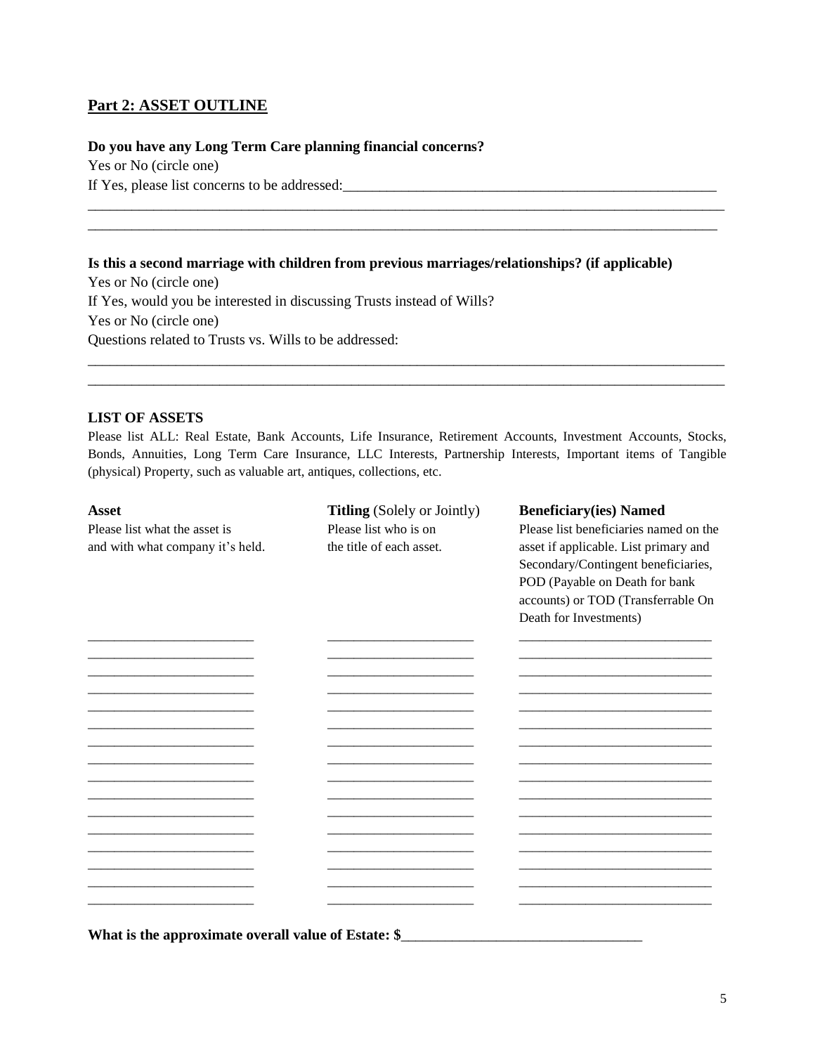## Part 2: ASSET OUTLINE

**Do you have any Long Term Care planning financial concerns?**

Yes or No (circle one)

If Yes, please list concerns to be addressed:_____________________________________________________

__________________________________________________________________________________________

__________________________________________________________________________________________

**Is this a second marriage with children from previous marriages/relationships? (if applicable)**

Yes or No (circle one)

If Yes, would you be interested in discussing Trusts instead of Wills?

Yes or No (circle one)

Questions related to Trusts vs. Wills to be addressed:

__________________________________________________________________________________________

__________________________________________________________________________________________

**LIST OF ASSETS**

Please list ALL: Real Estate, Bank Accounts, Life Insurance, Retirement Accounts, Investment Accounts, Stocks, Bonds, Annuities, Long Term Care Insurance, LLC Interests, Partnership Interests, Important items of Tangible (physical) Property, such as valuable art, antiques, collections, etc.

| **Asset**<br>Please list what the asset is and with what company it's held. | **Titling** (Solely or Jointly)<br>Please list who is on the title of each asset. | **Beneficiary(ies) Named**<br>Please list beneficiaries named on the asset if applicable. List primary and Secondary/Contingent beneficiaries, POD (Payable on Death for bank accounts) or TOD (Transferrable On Death for Investments) |
|---|---|---|
| | | |
| | | |
| | | |
| | | |
| | | |
| | | |
| | | |
| | | |
| | | |
| | | |
| | | |
| | | |
| | | |
| | | |
| | | |
| | | |

**What is the approximate overall value of Estate: $**________________________________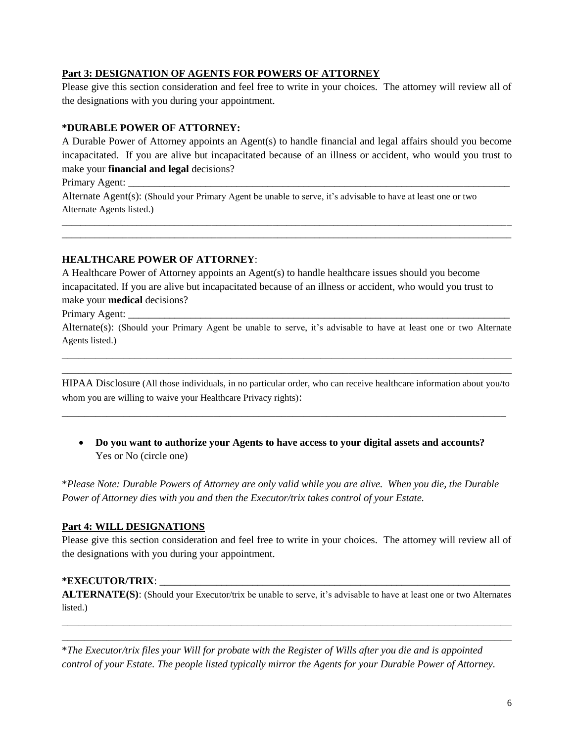## Part 3: DESIGNATION OF AGENTS FOR POWERS OF ATTORNEY

Please give this section consideration and feel free to write in your choices. The attorney will review all of the designations with you during your appointment.

### *DURABLE POWER OF ATTORNEY:

A Durable Power of Attorney appoints an Agent(s) to handle financial and legal affairs should you become incapacitated. If you are alive but incapacitated because of an illness or accident, who would you trust to make your **financial and legal** decisions?

Primary Agent: ___________________________________________________________________________

Alternate Agent(s): (Should your Primary Agent be unable to serve, it's advisable to have at least one or two Alternate Agents listed.)

_____________________________________________________________________________________________

_____________________________________________________________________________________________

### HEALTHCARE POWER OF ATTORNEY:

A Healthcare Power of Attorney appoints an Agent(s) to handle healthcare issues should you become incapacitated. If you are alive but incapacitated because of an illness or accident, who would you trust to make your **medical** decisions?

Primary Agent: ___________________________________________________________________________

Alternate(s): (Should your Primary Agent be unable to serve, it's advisable to have at least one or two Alternate Agents listed.)

_____________________________________________________________________________________________

_____________________________________________________________________________________________

HIPAA Disclosure (All those individuals, in no particular order, who can receive healthcare information about you/to whom you are willing to waive your Healthcare Privacy rights):

_____________________________________________________________________________________________

- **Do you want to authorize your Agents to have access to your digital assets and accounts?** Yes or No (circle one)

**Please Note: Durable Powers of Attorney are only valid while you are alive. When you die, the Durable Power of Attorney dies with you and then the Executor/trix takes control of your Estate.*

## Part 4: WILL DESIGNATIONS

Please give this section consideration and feel free to write in your choices. The attorney will review all of the designations with you during your appointment.

**\*EXECUTOR/TRIX**: ________________________________________________________________________

**ALTERNATE(S)**: (Should your Executor/trix be unable to serve, it's advisable to have at least one or two Alternates listed.)

_____________________________________________________________________________________________

_____________________________________________________________________________________________

**The Executor/trix files your Will for probate with the Register of Wills after you die and is appointed control of your Estate. The people listed typically mirror the Agents for your Durable Power of Attorney.*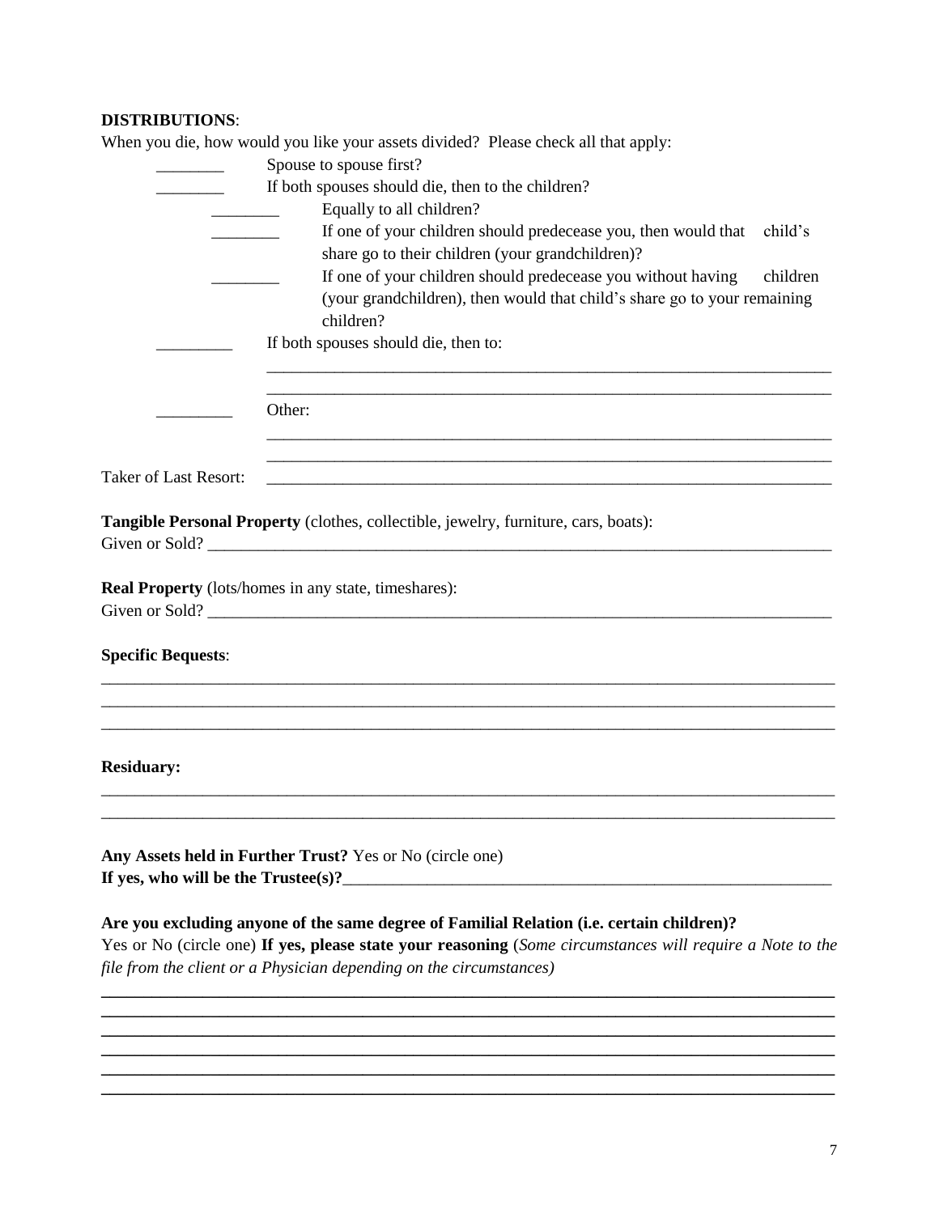**DISTRIBUTIONS**:

When you die, how would you like your assets divided? Please check all that apply:

- ________ Spouse to spouse first?
- ________ If both spouses should die, then to the children?
  - ________ Equally to all children?
  - ________ If one of your children should predecease you, then would that child's share go to their children (your grandchildren)?
  - ________ If one of your children should predecease you without having children (your grandchildren), then would that child's share go to your remaining children?
- _________ If both spouses should die, then to:

  ____________________________________________________________________

  ____________________________________________________________________
- _________ Other:

  ____________________________________________________________________

  ____________________________________________________________________

Taker of Last Resort: ____________________________________________________________________

**Tangible Personal Property** (clothes, collectible, jewelry, furniture, cars, boats):

Given or Sold? ____________________________________________________________________________

**Real Property** (lots/homes in any state, timeshares):

Given or Sold? ____________________________________________________________________________

**Specific Bequests**:

________________________________________________________________________________________

________________________________________________________________________________________

________________________________________________________________________________________

**Residuary:**

________________________________________________________________________________________

________________________________________________________________________________________

**Any Assets held in Further Trust?** Yes or No (circle one)

**If yes, who will be the Trustee(s)?**_____________________________________________________________

**Are you excluding anyone of the same degree of Familial Relation (i.e. certain children)?**

Yes or No (circle one) **If yes, please state your reasoning** (*Some circumstances will require a Note to the file from the client or a Physician depending on the circumstances)*

________________________________________________________________________________________

________________________________________________________________________________________

________________________________________________________________________________________

________________________________________________________________________________________

________________________________________________________________________________________

________________________________________________________________________________________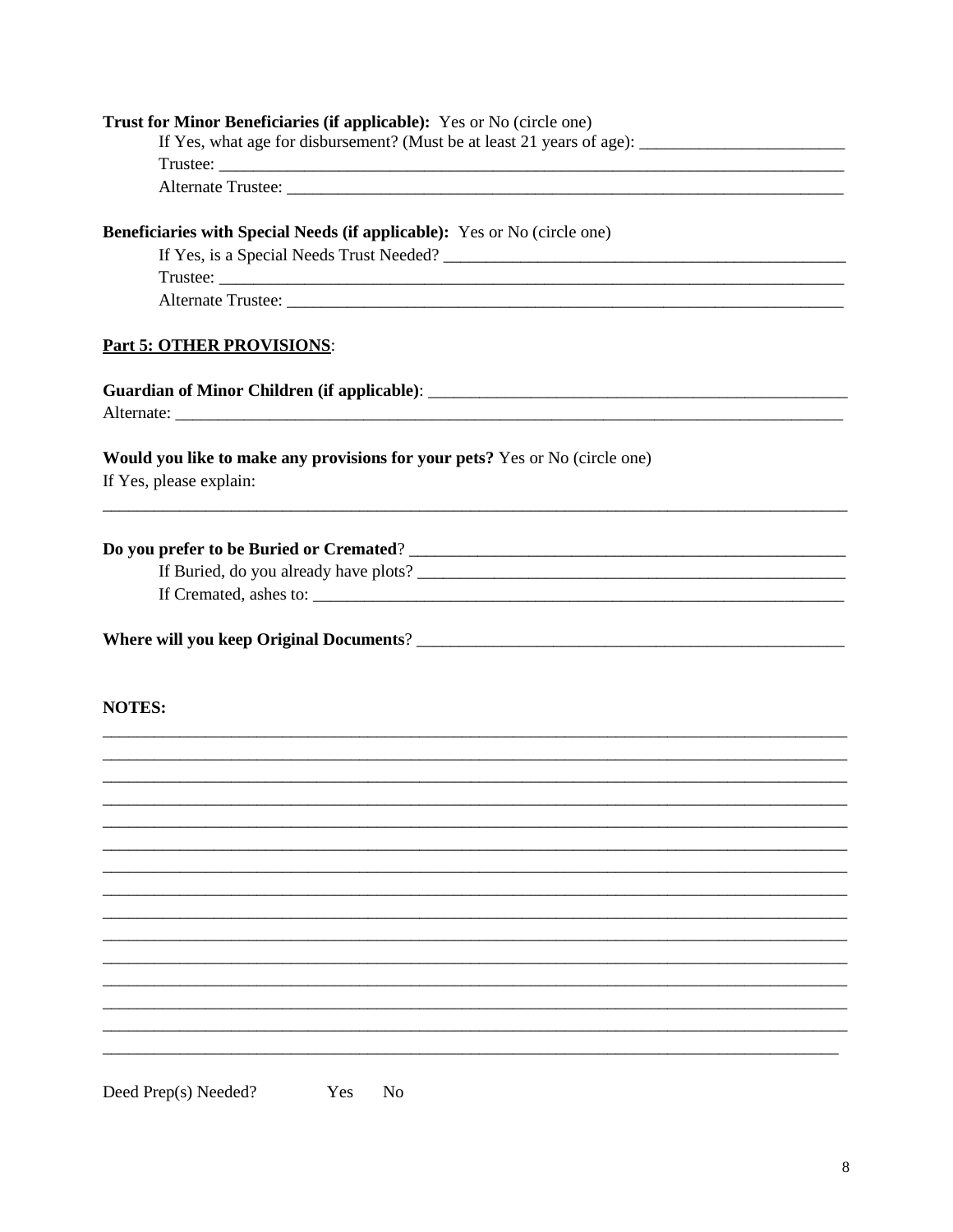**Trust for Minor Beneficiaries (if applicable):** Yes or No (circle one)

If Yes, what age for disbursement? (Must be at least 21 years of age): ________________________

Trustee: ____________________________________________________________________________

Alternate Trustee: ____________________________________________________________________

**Beneficiaries with Special Needs (if applicable):** Yes or No (circle one)

If Yes, is a Special Needs Trust Needed? _______________________________________________

Trustee: ____________________________________________________________________________

Alternate Trustee: ____________________________________________________________________

**Part 5: OTHER PROVISIONS**:

**Guardian of Minor Children (if applicable)**: ___________________________________________________

Alternate: ___________________________________________________________________________________

**Would you like to make any provisions for your pets?** Yes or No (circle one)

If Yes, please explain:

_____________________________________________________________________________________________

**Do you prefer to be Buried or Cremated**? _______________________________________________________

If Buried, do you already have plots? _________________________________________________

If Cremated, ashes to: _____________________________________________________________

**Where will you keep Original Documents**? ______________________________________________________

**NOTES:**

_____________________________________________________________________________________________

_____________________________________________________________________________________________

_____________________________________________________________________________________________

_____________________________________________________________________________________________

_____________________________________________________________________________________________

_____________________________________________________________________________________________

_____________________________________________________________________________________________

_____________________________________________________________________________________________

_____________________________________________________________________________________________

_____________________________________________________________________________________________

_____________________________________________________________________________________________

_____________________________________________________________________________________________

_____________________________________________________________________________________________

_____________________________________________________________________________________________

_____________________________________________________________________________________________

Deed Prep(s) Needed? Yes No